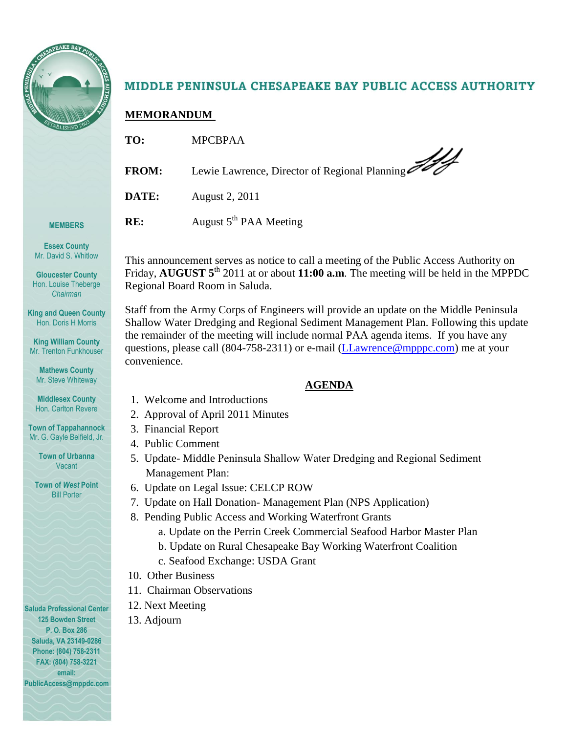# MIDDLE PENINSULA CHESAPEAKE BAY PUBLIC ACCESS AUTHORITY

**MEMORANDUM**

**TO:** MPCBPAA

**FROM:** Lewie Lawrence, Director of Regional Planning

**DATE:** August 2, 2011

**RE:** August 5th PAA Meeting

This announcement serves as notice to call a meeting of the Public Access Authority on Friday, **AUGUST 5th** 2011 at or about **11:00 a.m**. The meeting will be held in the MPPDC Regional Board Room in Saluda.

Staff from the Army Corps of Engineers will provide an update on the Middle Peninsula Shallow Water Dredging and Regional Sediment Management Plan. Following this update the remainder of the meeting will include normal PAA agenda items. If you have any questions, please call (804-758-2311) or e-mail (LLawrence@mpppc.com) me at your convenience.

**AGENDA**

1. Welcome and Introductions
2. Approval of April 2011 Minutes
3. Financial Report
4. Public Comment
5. Update- Middle Peninsula Shallow Water Dredging and Regional Sediment Management Plan:
6. Update on Legal Issue: CELCP ROW
7. Update on Hall Donation- Management Plan (NPS Application)
8. Pending Public Access and Working Waterfront Grants
   a. Update on the Perrin Creek Commercial Seafood Harbor Master Plan
   b. Update on Rural Chesapeake Bay Working Waterfront Coalition
   c. Seafood Exchange: USDA Grant

10. Other Business
11. Chairman Observations
12. Next Meeting
13. Adjourn

**MEMBERS**

**Essex County**
Mr. David S. Whitlow

**Gloucester County**
Hon. Louise Theberge
*Chairman*

**King and Queen County**
Hon. Doris H Morris

**King William County**
Mr. Trenton Funkhouser

**Mathews County**
Mr. Steve Whiteway

**Middlesex County**
Hon. Carlton Revere

**Town of Tappahannock**
Mr. G. Gayle Belfield, Jr.

**Town of Urbanna**
Vacant

**Town of *West* Point**
Bill Porter

**Saluda Professional Center**
**125 Bowden Street**
**P. O. Box 286**
**Saluda, VA 23149-0286**
**Phone: (804) 758-2311**
**FAX: (804) 758-3221**
**email:**
**PublicAccess@mppdc.com**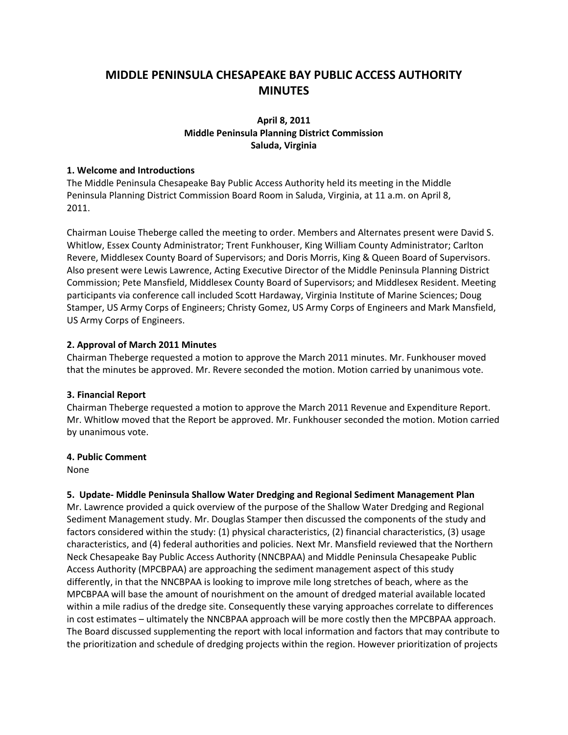# MIDDLE PENINSULA CHESAPEAKE BAY PUBLIC ACCESS AUTHORITY MINUTES

**April 8, 2011**
**Middle Peninsula Planning District Commission**
**Saluda, Virginia**

**1. Welcome and Introductions**

The Middle Peninsula Chesapeake Bay Public Access Authority held its meeting in the Middle Peninsula Planning District Commission Board Room in Saluda, Virginia, at 11 a.m. on April 8, 2011.

Chairman Louise Theberge called the meeting to order. Members and Alternates present were David S. Whitlow, Essex County Administrator; Trent Funkhouser, King William County Administrator; Carlton Revere, Middlesex County Board of Supervisors; and Doris Morris, King & Queen Board of Supervisors. Also present were Lewis Lawrence, Acting Executive Director of the Middle Peninsula Planning District Commission; Pete Mansfield, Middlesex County Board of Supervisors; and Middlesex Resident. Meeting participants via conference call included Scott Hardaway, Virginia Institute of Marine Sciences; Doug Stamper, US Army Corps of Engineers; Christy Gomez, US Army Corps of Engineers and Mark Mansfield, US Army Corps of Engineers.

**2. Approval of March 2011 Minutes**

Chairman Theberge requested a motion to approve the March 2011 minutes. Mr. Funkhouser moved that the minutes be approved. Mr. Revere seconded the motion. Motion carried by unanimous vote.

**3. Financial Report**

Chairman Theberge requested a motion to approve the March 2011 Revenue and Expenditure Report. Mr. Whitlow moved that the Report be approved. Mr. Funkhouser seconded the motion. Motion carried by unanimous vote.

**4. Public Comment**

None

**5. Update- Middle Peninsula Shallow Water Dredging and Regional Sediment Management Plan**

Mr. Lawrence provided a quick overview of the purpose of the Shallow Water Dredging and Regional Sediment Management study. Mr. Douglas Stamper then discussed the components of the study and factors considered within the study: (1) physical characteristics, (2) financial characteristics, (3) usage characteristics, and (4) federal authorities and policies. Next Mr. Mansfield reviewed that the Northern Neck Chesapeake Bay Public Access Authority (NNCBPAA) and Middle Peninsula Chesapeake Public Access Authority (MPCBPAA) are approaching the sediment management aspect of this study differently, in that the NNCBPAA is looking to improve mile long stretches of beach, where as the MPCBPAA will base the amount of nourishment on the amount of dredged material available located within a mile radius of the dredge site. Consequently these varying approaches correlate to differences in cost estimates – ultimately the NNCBPAA approach will be more costly then the MPCBPAA approach. The Board discussed supplementing the report with local information and factors that may contribute to the prioritization and schedule of dredging projects within the region. However prioritization of projects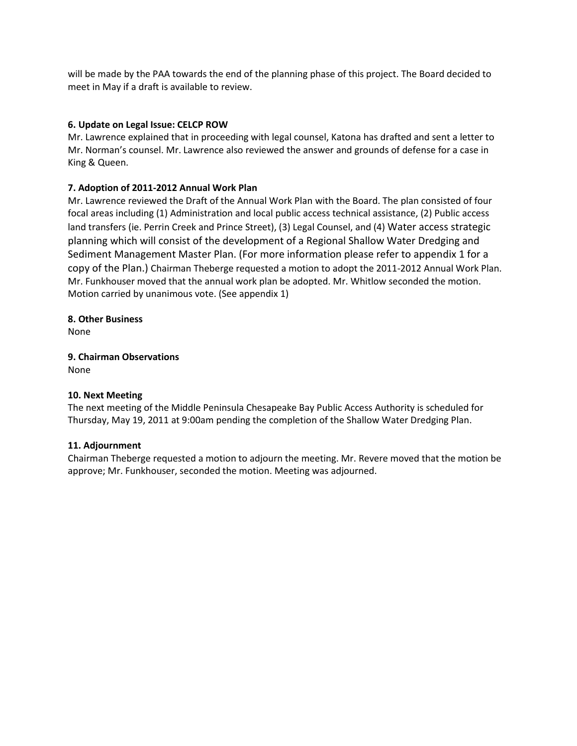will be made by the PAA towards the end of the planning phase of this project. The Board decided to meet in May if a draft is available to review.

**6. Update on Legal Issue: CELCP ROW**

Mr. Lawrence explained that in proceeding with legal counsel, Katona has drafted and sent a letter to Mr. Norman's counsel. Mr. Lawrence also reviewed the answer and grounds of defense for a case in King & Queen.

**7. Adoption of 2011-2012 Annual Work Plan**

Mr. Lawrence reviewed the Draft of the Annual Work Plan with the Board. The plan consisted of four focal areas including (1) Administration and local public access technical assistance, (2) Public access land transfers (ie. Perrin Creek and Prince Street), (3) Legal Counsel, and (4) Water access strategic planning which will consist of the development of a Regional Shallow Water Dredging and Sediment Management Master Plan. (For more information please refer to appendix 1 for a copy of the Plan.) Chairman Theberge requested a motion to adopt the 2011-2012 Annual Work Plan. Mr. Funkhouser moved that the annual work plan be adopted. Mr. Whitlow seconded the motion. Motion carried by unanimous vote. (See appendix 1)

**8. Other Business**

None

**9. Chairman Observations**

None

**10. Next Meeting**

The next meeting of the Middle Peninsula Chesapeake Bay Public Access Authority is scheduled for Thursday, May 19, 2011 at 9:00am pending the completion of the Shallow Water Dredging Plan.

**11. Adjournment**

Chairman Theberge requested a motion to adjourn the meeting. Mr. Revere moved that the motion be approve; Mr. Funkhouser, seconded the motion. Meeting was adjourned.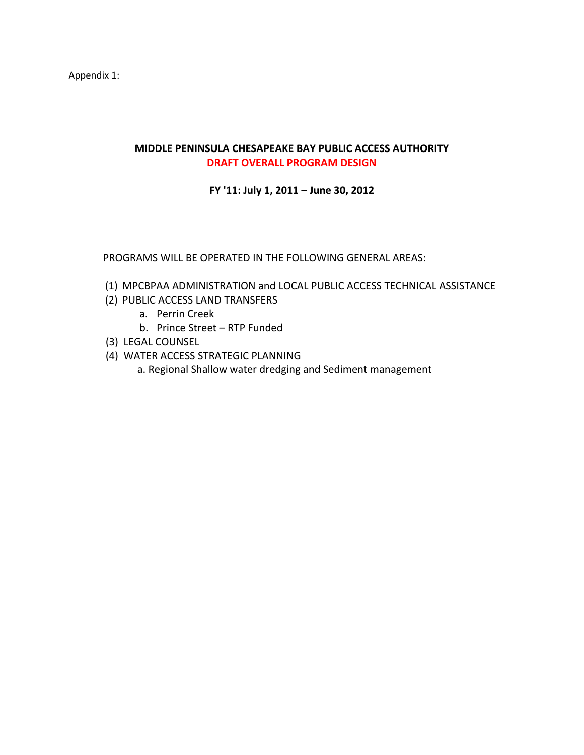Appendix 1:

**MIDDLE PENINSULA CHESAPEAKE BAY PUBLIC ACCESS AUTHORITY**
**DRAFT OVERALL PROGRAM DESIGN**

**FY '11: July 1, 2011 – June 30, 2012**

PROGRAMS WILL BE OPERATED IN THE FOLLOWING GENERAL AREAS:

(1) MPCBPAA ADMINISTRATION and LOCAL PUBLIC ACCESS TECHNICAL ASSISTANCE

(2) PUBLIC ACCESS LAND TRANSFERS
   a. Perrin Creek
   b. Prince Street – RTP Funded

(3) LEGAL COUNSEL

(4) WATER ACCESS STRATEGIC PLANNING
   a. Regional Shallow water dredging and Sediment management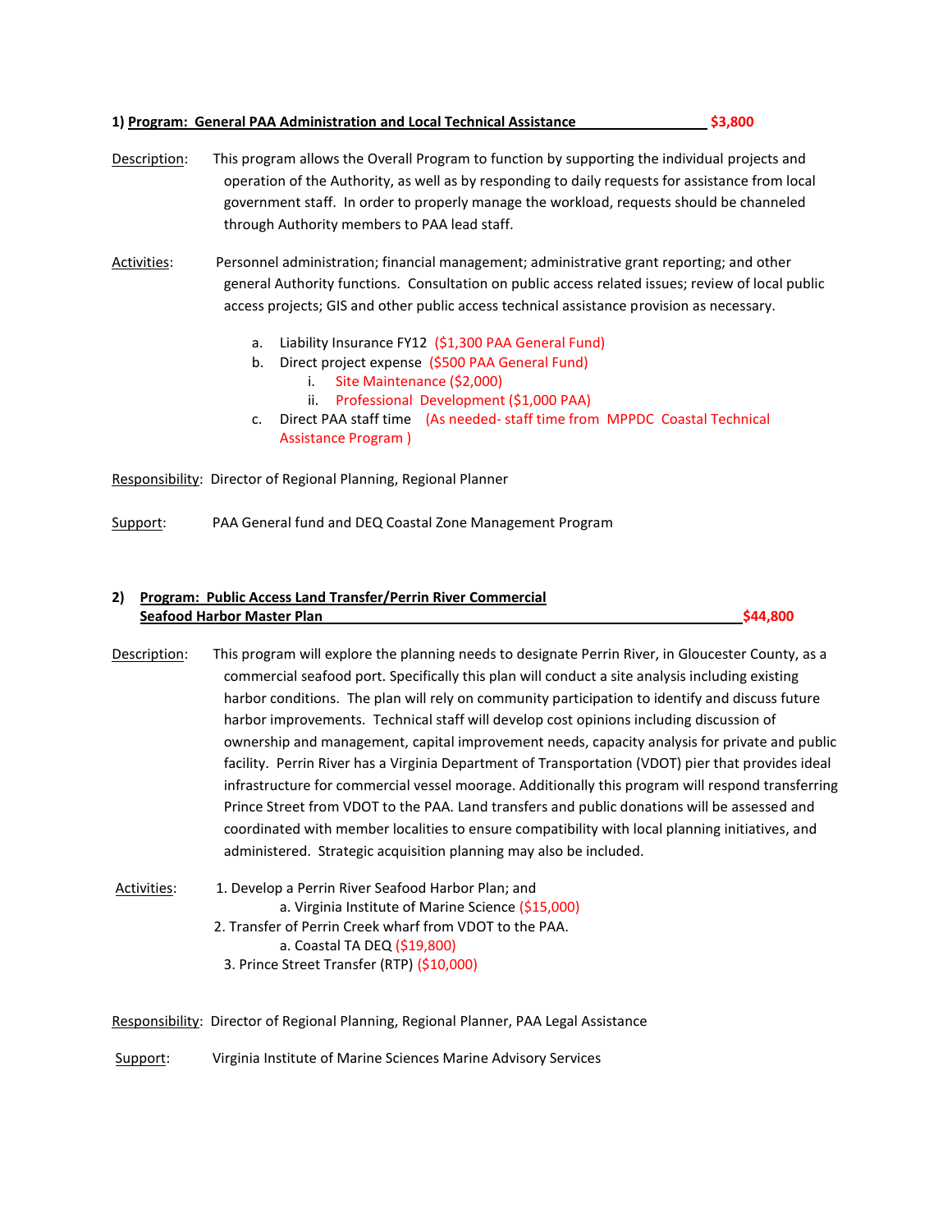### 1) Program: General PAA Administration and Local Technical Assistance **$3,800**

Description: This program allows the Overall Program to function by supporting the individual projects and operation of the Authority, as well as by responding to daily requests for assistance from local government staff. In order to properly manage the workload, requests should be channeled through Authority members to PAA lead staff.

Activities: Personnel administration; financial management; administrative grant reporting; and other general Authority functions. Consultation on public access related issues; review of local public access projects; GIS and other public access technical assistance provision as necessary.

a. Liability Insurance FY12 ($1,300 PAA General Fund)
b. Direct project expense ($500 PAA General Fund)
   i. Site Maintenance ($2,000)
   ii. Professional Development ($1,000 PAA)
c. Direct PAA staff time (As needed- staff time from MPPDC Coastal Technical Assistance Program )

Responsibility: Director of Regional Planning, Regional Planner

Support: PAA General fund and DEQ Coastal Zone Management Program

### 2) Program: Public Access Land Transfer/Perrin River Commercial Seafood Harbor Master Plan **$44,800**

Description: This program will explore the planning needs to designate Perrin River, in Gloucester County, as a commercial seafood port. Specifically this plan will conduct a site analysis including existing harbor conditions. The plan will rely on community participation to identify and discuss future harbor improvements. Technical staff will develop cost opinions including discussion of ownership and management, capital improvement needs, capacity analysis for private and public facility. Perrin River has a Virginia Department of Transportation (VDOT) pier that provides ideal infrastructure for commercial vessel moorage. Additionally this program will respond transferring Prince Street from VDOT to the PAA. Land transfers and public donations will be assessed and coordinated with member localities to ensure compatibility with local planning initiatives, and administered. Strategic acquisition planning may also be included.

Activities:

1. Develop a Perrin River Seafood Harbor Plan; and
   a. Virginia Institute of Marine Science ($15,000)
2. Transfer of Perrin Creek wharf from VDOT to the PAA.
   a. Coastal TA DEQ ($19,800)
3. Prince Street Transfer (RTP) ($10,000)

Responsibility: Director of Regional Planning, Regional Planner, PAA Legal Assistance

Support: Virginia Institute of Marine Sciences Marine Advisory Services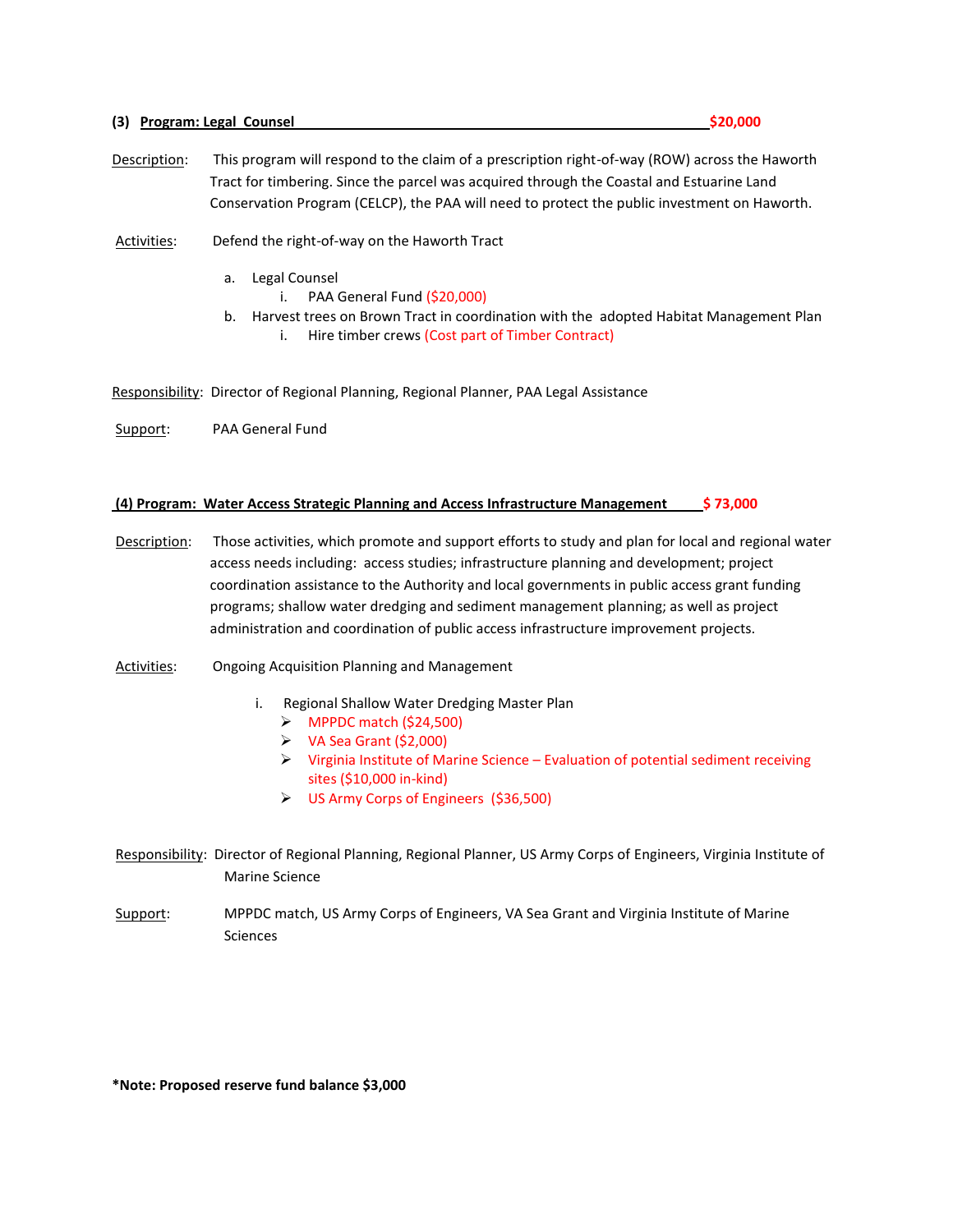**(3) Program: Legal Counsel** **$20,000**

Description: This program will respond to the claim of a prescription right-of-way (ROW) across the Haworth Tract for timbering. Since the parcel was acquired through the Coastal and Estuarine Land Conservation Program (CELCP), the PAA will need to protect the public investment on Haworth.

Activities: Defend the right-of-way on the Haworth Tract

a. Legal Counsel
   i. PAA General Fund ($20,000)
b. Harvest trees on Brown Tract in coordination with the adopted Habitat Management Plan
   i. Hire timber crews (Cost part of Timber Contract)

Responsibility: Director of Regional Planning, Regional Planner, PAA Legal Assistance

Support: PAA General Fund

**(4) Program: Water Access Strategic Planning and Access Infrastructure Management** **$ 73,000**

Description: Those activities, which promote and support efforts to study and plan for local and regional water access needs including: access studies; infrastructure planning and development; project coordination assistance to the Authority and local governments in public access grant funding programs; shallow water dredging and sediment management planning; as well as project administration and coordination of public access infrastructure improvement projects.

Activities: Ongoing Acquisition Planning and Management

i. Regional Shallow Water Dredging Master Plan
   - MPPDC match ($24,500)
   - VA Sea Grant ($2,000)
   - Virginia Institute of Marine Science – Evaluation of potential sediment receiving sites ($10,000 in-kind)
   - US Army Corps of Engineers ($36,500)

Responsibility: Director of Regional Planning, Regional Planner, US Army Corps of Engineers, Virginia Institute of Marine Science

Support: MPPDC match, US Army Corps of Engineers, VA Sea Grant and Virginia Institute of Marine Sciences

**\*Note: Proposed reserve fund balance $3,000**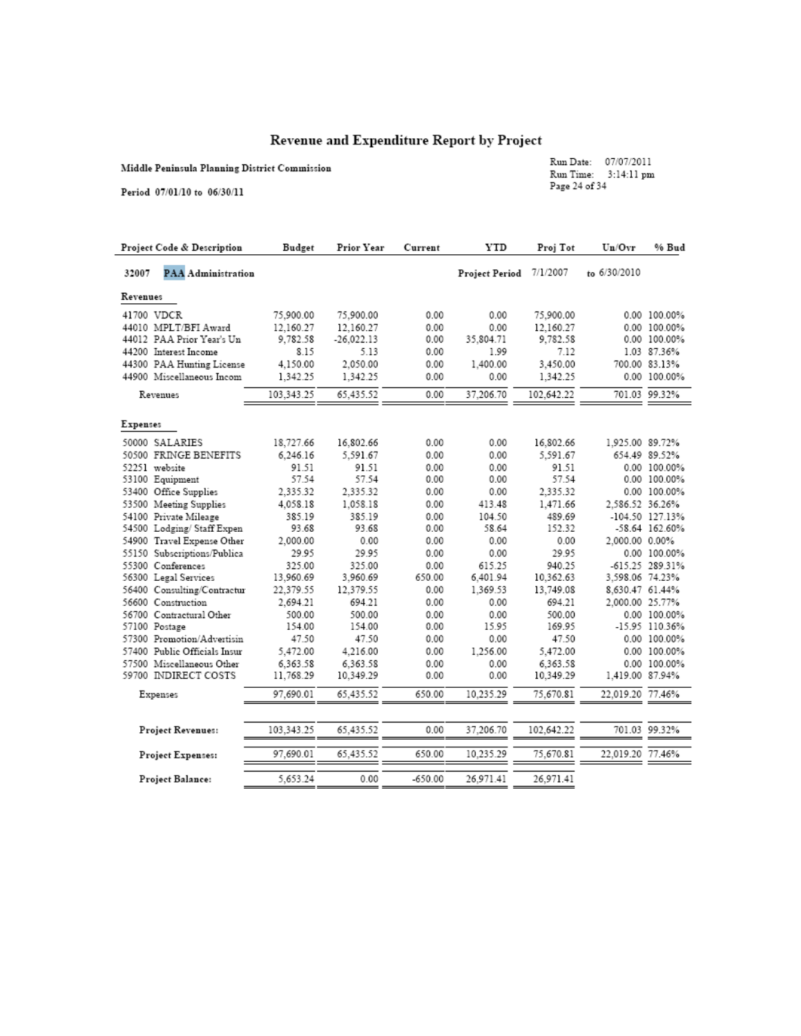# Revenue and Expenditure Report by Project

**Middle Peninsula Planning District Commission**

**Period 07/01/10 to 06/30/11**

Run Date: 07/07/2011
Run Time: 3:14:11 pm

| Project Code & Description | Budget | Prior Year | Current | YTD | Proj Tot | Un/Ovr | % Bud |
|---|---|---|---|---|---|---|---|
| **32007 PAA Administration** | | | | **Project Period** | 7/1/2007 | to 6/30/2010 | |
| **Revenues** | | | | | | | |
| 41700 VDCR | 75,900.00 | 75,900.00 | 0.00 | 0.00 | 75,900.00 | 0.00 | 100.00% |
| 44010 MPLT/BFI Award | 12,160.27 | 12,160.27 | 0.00 | 0.00 | 12,160.27 | 0.00 | 100.00% |
| 44012 PAA Prior Year's Un | 9,782.58 | -26,022.13 | 0.00 | 35,804.71 | 9,782.58 | 0.00 | 100.00% |
| 44200 Interest Income | 8.15 | 5.13 | 0.00 | 1.99 | 7.12 | 1.03 | 87.36% |
| 44300 PAA Hunting License | 4,150.00 | 2,050.00 | 0.00 | 1,400.00 | 3,450.00 | 700.00 | 83.13% |
| 44900 Miscellaneous Incom | 1,342.25 | 1,342.25 | 0.00 | 0.00 | 1,342.25 | 0.00 | 100.00% |
| Revenues | 103,343.25 | 65,435.52 | 0.00 | 37,206.70 | 102,642.22 | 701.03 | 99.32% |
| **Expenses** | | | | | | | |
| 50000 SALARIES | 18,727.66 | 16,802.66 | 0.00 | 0.00 | 16,802.66 | 1,925.00 | 89.72% |
| 50500 FRINGE BENEFITS | 6,246.16 | 5,591.67 | 0.00 | 0.00 | 5,591.67 | 654.49 | 89.52% |
| 52251 website | 91.51 | 91.51 | 0.00 | 0.00 | 91.51 | 0.00 | 100.00% |
| 53100 Equipment | 57.54 | 57.54 | 0.00 | 0.00 | 57.54 | 0.00 | 100.00% |
| 53400 Office Supplies | 2,335.32 | 2,335.32 | 0.00 | 0.00 | 2,335.32 | 0.00 | 100.00% |
| 53500 Meeting Supplies | 4,058.18 | 1,058.18 | 0.00 | 413.48 | 1,471.66 | 2,586.52 | 36.26% |
| 54100 Private Mileage | 385.19 | 385.19 | 0.00 | 104.50 | 489.69 | -104.50 | 127.13% |
| 54500 Lodging/ Staff Expen | 93.68 | 93.68 | 0.00 | 58.64 | 152.32 | -58.64 | 162.60% |
| 54900 Travel Expense Other | 2,000.00 | 0.00 | 0.00 | 0.00 | 0.00 | 2,000.00 | 0.00% |
| 55150 Subscriptions/Publica | 29.95 | 29.95 | 0.00 | 0.00 | 29.95 | 0.00 | 100.00% |
| 55300 Conferences | 325.00 | 325.00 | 0.00 | 615.25 | 940.25 | -615.25 | 289.31% |
| 56300 Legal Services | 13,960.69 | 3,960.69 | 650.00 | 6,401.94 | 10,362.63 | 3,598.06 | 74.23% |
| 56400 Consulting/Contractur | 22,379.55 | 12,379.55 | 0.00 | 1,369.53 | 13,749.08 | 8,630.47 | 61.44% |
| 56600 Construction | 2,694.21 | 694.21 | 0.00 | 0.00 | 694.21 | 2,000.00 | 25.77% |
| 56700 Contractural Other | 500.00 | 500.00 | 0.00 | 0.00 | 500.00 | 0.00 | 100.00% |
| 57100 Postage | 154.00 | 154.00 | 0.00 | 15.95 | 169.95 | -15.95 | 110.36% |
| 57300 Promotion/Advertisin | 47.50 | 47.50 | 0.00 | 0.00 | 47.50 | 0.00 | 100.00% |
| 57400 Public Officials Insur | 5,472.00 | 4,216.00 | 0.00 | 1,256.00 | 5,472.00 | 0.00 | 100.00% |
| 57500 Miscellaneous Other | 6,363.58 | 6,363.58 | 0.00 | 0.00 | 6,363.58 | 0.00 | 100.00% |
| 59700 INDIRECT COSTS | 11,768.29 | 10,349.29 | 0.00 | 0.00 | 10,349.29 | 1,419.00 | 87.94% |
| Expenses | 97,690.01 | 65,435.52 | 650.00 | 10,235.29 | 75,670.81 | 22,019.20 | 77.46% |
| **Project Revenues:** | 103,343.25 | 65,435.52 | 0.00 | 37,206.70 | 102,642.22 | 701.03 | 99.32% |
| **Project Expenses:** | 97,690.01 | 65,435.52 | 650.00 | 10,235.29 | 75,670.81 | 22,019.20 | 77.46% |
| **Project Balance:** | 5,653.24 | 0.00 | -650.00 | 26,971.41 | 26,971.41 | | |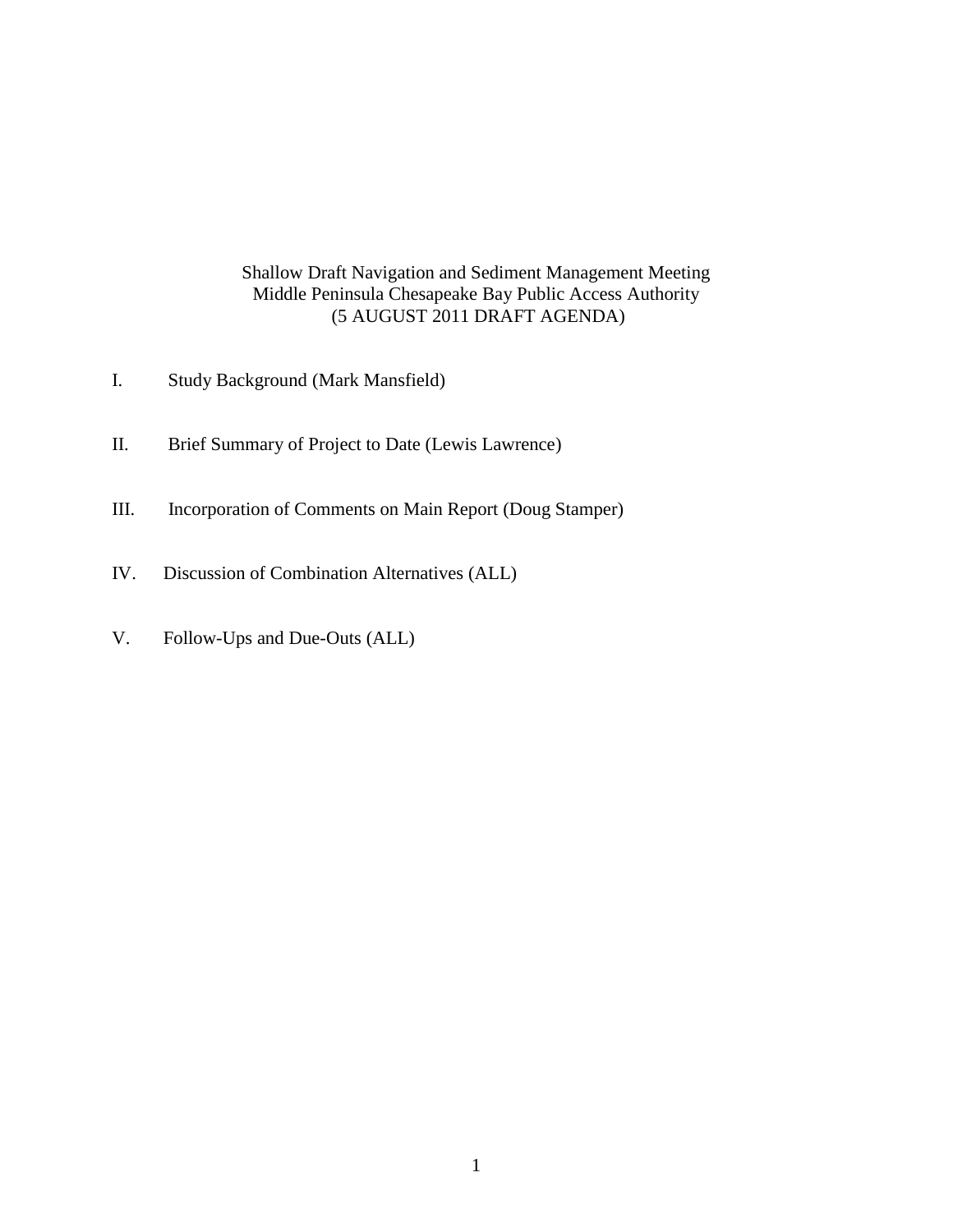Shallow Draft Navigation and Sediment Management Meeting
Middle Peninsula Chesapeake Bay Public Access Authority
(5 AUGUST 2011 DRAFT AGENDA)

I. Study Background (Mark Mansfield)

II. Brief Summary of Project to Date (Lewis Lawrence)

III. Incorporation of Comments on Main Report (Doug Stamper)

IV. Discussion of Combination Alternatives (ALL)

V. Follow-Ups and Due-Outs (ALL)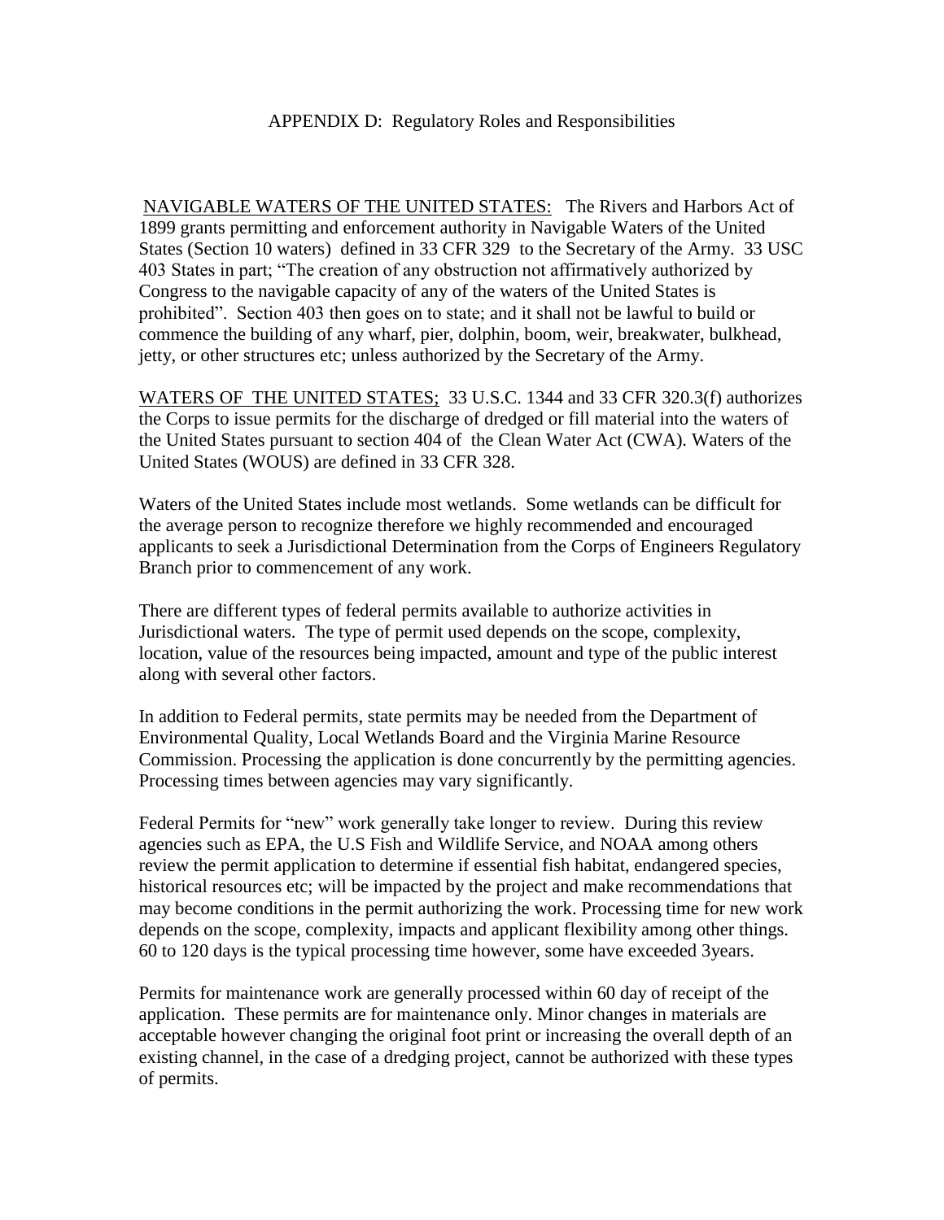# APPENDIX D: Regulatory Roles and Responsibilities

<u>NAVIGABLE WATERS OF THE UNITED STATES:</u> The Rivers and Harbors Act of 1899 grants permitting and enforcement authority in Navigable Waters of the United States (Section 10 waters) defined in 33 CFR 329 to the Secretary of the Army. 33 USC 403 States in part; "The creation of any obstruction not affirmatively authorized by Congress to the navigable capacity of any of the waters of the United States is prohibited". Section 403 then goes on to state; and it shall not be lawful to build or commence the building of any wharf, pier, dolphin, boom, weir, breakwater, bulkhead, jetty, or other structures etc; unless authorized by the Secretary of the Army.

<u>WATERS OF THE UNITED STATES;</u> 33 U.S.C. 1344 and 33 CFR 320.3(f) authorizes the Corps to issue permits for the discharge of dredged or fill material into the waters of the United States pursuant to section 404 of the Clean Water Act (CWA). Waters of the United States (WOUS) are defined in 33 CFR 328.

Waters of the United States include most wetlands. Some wetlands can be difficult for the average person to recognize therefore we highly recommended and encouraged applicants to seek a Jurisdictional Determination from the Corps of Engineers Regulatory Branch prior to commencement of any work.

There are different types of federal permits available to authorize activities in Jurisdictional waters. The type of permit used depends on the scope, complexity, location, value of the resources being impacted, amount and type of the public interest along with several other factors.

In addition to Federal permits, state permits may be needed from the Department of Environmental Quality, Local Wetlands Board and the Virginia Marine Resource Commission. Processing the application is done concurrently by the permitting agencies. Processing times between agencies may vary significantly.

Federal Permits for "new" work generally take longer to review. During this review agencies such as EPA, the U.S Fish and Wildlife Service, and NOAA among others review the permit application to determine if essential fish habitat, endangered species, historical resources etc; will be impacted by the project and make recommendations that may become conditions in the permit authorizing the work. Processing time for new work depends on the scope, complexity, impacts and applicant flexibility among other things. 60 to 120 days is the typical processing time however, some have exceeded 3years.

Permits for maintenance work are generally processed within 60 day of receipt of the application. These permits are for maintenance only. Minor changes in materials are acceptable however changing the original foot print or increasing the overall depth of an existing channel, in the case of a dredging project, cannot be authorized with these types of permits.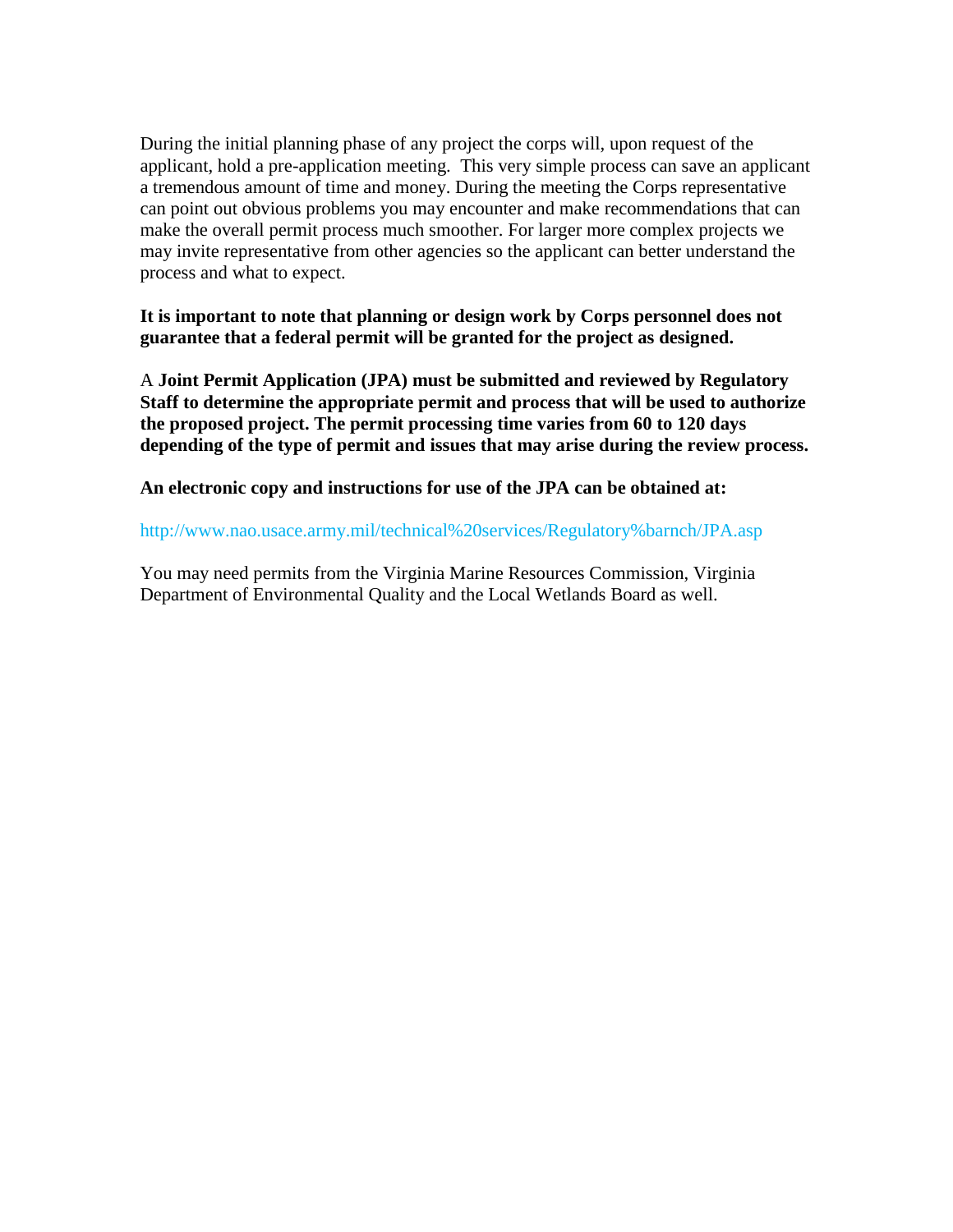During the initial planning phase of any project the corps will, upon request of the applicant, hold a pre-application meeting. This very simple process can save an applicant a tremendous amount of time and money. During the meeting the Corps representative can point out obvious problems you may encounter and make recommendations that can make the overall permit process much smoother. For larger more complex projects we may invite representative from other agencies so the applicant can better understand the process and what to expect.

**It is important to note that planning or design work by Corps personnel does not guarantee that a federal permit will be granted for the project as designed.**

A **Joint Permit Application (JPA) must be submitted and reviewed by Regulatory Staff to determine the appropriate permit and process that will be used to authorize the proposed project. The permit processing time varies from 60 to 120 days depending of the type of permit and issues that may arise during the review process.**

**An electronic copy and instructions for use of the JPA can be obtained at:**

http://www.nao.usace.army.mil/technical%20services/Regulatory%barnch/JPA.asp

You may need permits from the Virginia Marine Resources Commission, Virginia Department of Environmental Quality and the Local Wetlands Board as well.